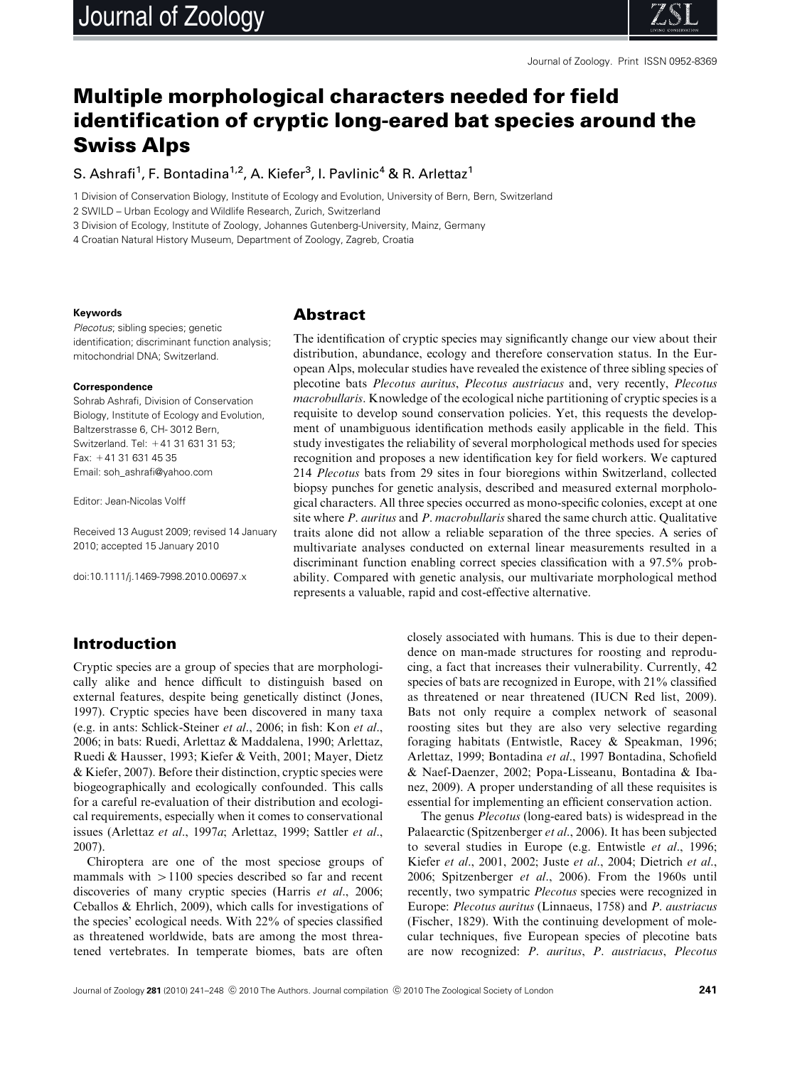# Multiple morphological characters needed for field identification of cryptic long-eared bat species around the Swiss Alps

S. Ashrafi[1], F. Bontadina[1,2], A. Kiefer[3], I. Pavlinic[4] & R. Arlettaz[1]

1 Division of Conservation Biology, Institute of Ecology and Evolution, University of Bern, Bern, Switzerland

2 SWILD – Urban Ecology and Wildlife Research, Zurich, Switzerland

3 Division of Ecology, Institute of Zoology, Johannes Gutenberg-University, Mainz, Germany

4 Croatian Natural History Museum, Department of Zoology, Zagreb, Croatia

**Keywords**

*Plecotus*; sibling species; genetic identification; discriminant function analysis; mitochondrial DNA; Switzerland.

**Correspondence**

Sohrab Ashrafi, Division of Conservation Biology, Institute of Ecology and Evolution, Baltzerstrasse 6, CH- 3012 Bern, Switzerland. Tel: +41 31 631 31 53; Fax: +41 31 631 45 35

Email: soh_ashrafi@yahoo.com

Editor: Jean-Nicolas Volff

Received 13 August 2009; revised 14 January 2010; accepted 15 January 2010

doi:10.1111/j.1469-7998.2010.00697.x

## Abstract

The identification of cryptic species may significantly change our view about their distribution, abundance, ecology and therefore conservation status. In the European Alps, molecular studies have revealed the existence of three sibling species of plecotine bats *Plecotus auritus*, *Plecotus austriacus* and, very recently, *Plecotus macrobullaris*. Knowledge of the ecological niche partitioning of cryptic species is a requisite to develop sound conservation policies. Yet, this requests the development of unambiguous identification methods easily applicable in the field. This study investigates the reliability of several morphological methods used for species recognition and proposes a new identification key for field workers. We captured 214 *Plecotus* bats from 29 sites in four bioregions within Switzerland, collected biopsy punches for genetic analysis, described and measured external morphological characters. All three species occurred as mono-specific colonies, except at one site where *P. auritus* and *P. macrobullaris* shared the same church attic. Qualitative traits alone did not allow a reliable separation of the three species. A series of multivariate analyses conducted on external linear measurements resulted in a discriminant function enabling correct species classification with a 97.5% probability. Compared with genetic analysis, our multivariate morphological method represents a valuable, rapid and cost-effective alternative.

## Introduction

Cryptic species are a group of species that are morphologically alike and hence difficult to distinguish based on external features, despite being genetically distinct (Jones, 1997). Cryptic species have been discovered in many taxa (e.g. in ants: Schlick-Steiner *et al*., 2006; in fish: Kon *et al*., 2006; in bats: Ruedi, Arlettaz & Maddalena, 1990; Arlettaz, Ruedi & Hausser, 1993; Kiefer & Veith, 2001; Mayer, Dietz & Kiefer, 2007). Before their distinction, cryptic species were biogeographically and ecologically confounded. This calls for a careful re-evaluation of their distribution and ecological requirements, especially when it comes to conservational issues (Arlettaz *et al*., 1997*a*; Arlettaz, 1999; Sattler *et al*., 2007).

Chiroptera are one of the most speciose groups of mammals with >1100 species described so far and recent discoveries of many cryptic species (Harris *et al*., 2006; Ceballos & Ehrlich, 2009), which calls for investigations of the species' ecological needs. With 22% of species classified as threatened worldwide, bats are among the most threatened vertebrates. In temperate biomes, bats are often closely associated with humans. This is due to their dependence on man-made structures for roosting and reproducing, a fact that increases their vulnerability. Currently, 42 species of bats are recognized in Europe, with 21% classified as threatened or near threatened (IUCN Red list, 2009). Bats not only require a complex network of seasonal roosting sites but they are also very selective regarding foraging habitats (Entwistle, Racey & Speakman, 1996; Arlettaz, 1999; Bontadina *et al*., 1997 Bontadina, Schofield & Naef-Daenzer, 2002; Popa-Lisseanu, Bontadina & Ibanez, 2009). A proper understanding of all these requisites is essential for implementing an efficient conservation action.

The genus *Plecotus* (long-eared bats) is widespread in the Palaearctic (Spitzenberger *et al*., 2006). It has been subjected to several studies in Europe (e.g. Entwistle *et al*., 1996; Kiefer *et al*., 2001, 2002; Juste *et al*., 2004; Dietrich *et al*., 2006; Spitzenberger *et al*., 2006). From the 1960s until recently, two sympatric *Plecotus* species were recognized in Europe: *Plecotus auritus* (Linnaeus, 1758) and *P. austriacus* (Fischer, 1829). With the continuing development of molecular techniques, five European species of plecotine bats are now recognized: *P. auritus*, *P. austriacus*, *Plecotus*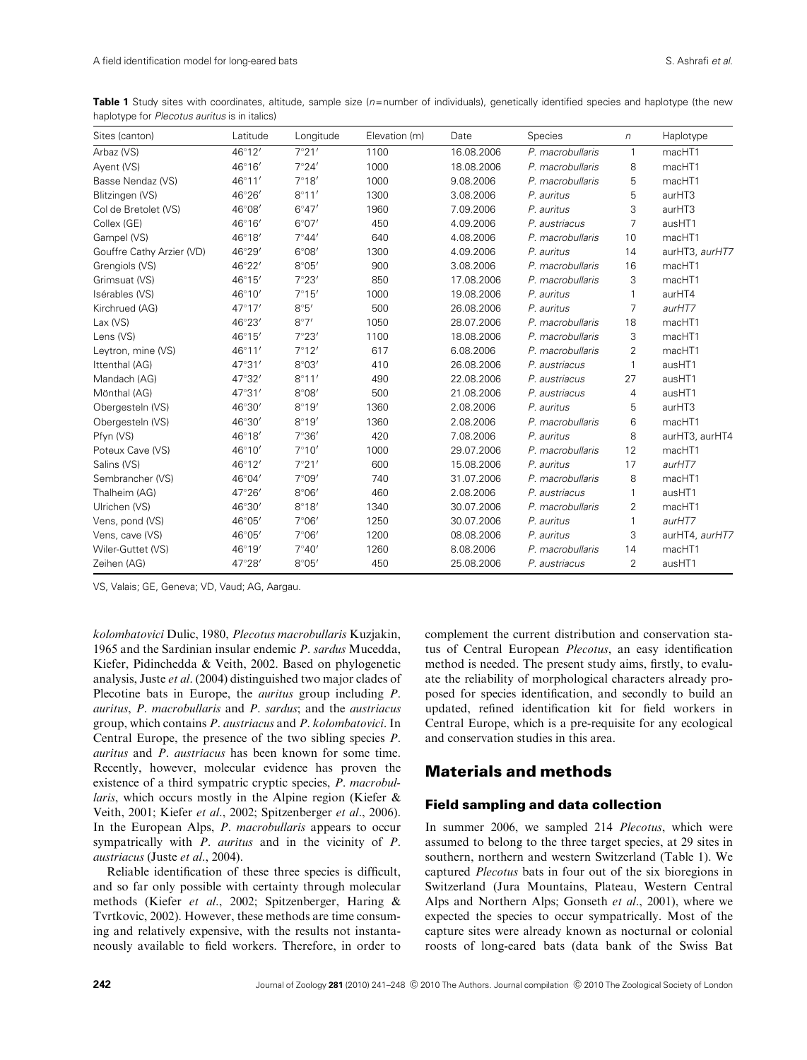**Table 1** Study sites with coordinates, altitude, sample size (*n*=number of individuals), genetically identified species and haplotype (the new haplotype for *Plecotus auritus* is in italics)

| Sites (canton) | Latitude | Longitude | Elevation (m) | Date | Species | *n* | Haplotype |
|---|---|---|---|---|---|---|---|
| Arbaz (VS) | 46°12′ | 7°21′ | 1100 | 16.08.2006 | *P. macrobullaris* | 1 | macHT1 |
| Ayent (VS) | 46°16′ | 7°24′ | 1000 | 18.08.2006 | *P. macrobullaris* | 8 | macHT1 |
| Basse Nendaz (VS) | 46°11′ | 7°18′ | 1000 | 9.08.2006 | *P. macrobullaris* | 5 | macHT1 |
| Blitzingen (VS) | 46°26′ | 8°11′ | 1300 | 3.08.2006 | *P. auritus* | 5 | aurHT3 |
| Col de Bretolet (VS) | 46°08′ | 6°47′ | 1960 | 7.09.2006 | *P. auritus* | 3 | aurHT3 |
| Collex (GE) | 46°16′ | 6°07′ | 450 | 4.09.2006 | *P. austriacus* | 7 | ausHT1 |
| Gampel (VS) | 46°18′ | 7°44′ | 640 | 4.08.2006 | *P. macrobullaris* | 10 | macHT1 |
| Gouffre Cathy Arzier (VD) | 46°29′ | 6°08′ | 1300 | 4.09.2006 | *P. auritus* | 14 | aurHT3, *aurHT7* |
| Grengiols (VS) | 46°22′ | 8°05′ | 900 | 3.08.2006 | *P. macrobullaris* | 16 | macHT1 |
| Grimsuat (VS) | 46°15′ | 7°23′ | 850 | 17.08.2006 | *P. macrobullaris* | 3 | macHT1 |
| Isérables (VS) | 46°10′ | 7°15′ | 1000 | 19.08.2006 | *P. auritus* | 1 | aurHT4 |
| Kirchrued (AG) | 47°17′ | 8°5′ | 500 | 26.08.2006 | *P. auritus* | 7 | *aurHT7* |
| Lax (VS) | 46°23′ | 8°7′ | 1050 | 28.07.2006 | *P. macrobullaris* | 18 | macHT1 |
| Lens (VS) | 46°15′ | 7°23′ | 1100 | 18.08.2006 | *P. macrobullaris* | 3 | macHT1 |
| Leytron, mine (VS) | 46°11′ | 7°12′ | 617 | 6.08.2006 | *P. macrobullaris* | 2 | macHT1 |
| Ittenthal (AG) | 47°31′ | 8°03′ | 410 | 26.08.2006 | *P. austriacus* | 1 | ausHT1 |
| Mandach (AG) | 47°32′ | 8°11′ | 490 | 22.08.2006 | *P. austriacus* | 27 | ausHT1 |
| Mönthal (AG) | 47°31′ | 8°08′ | 500 | 21.08.2006 | *P. austriacus* | 4 | ausHT1 |
| Obergesteln (VS) | 46°30′ | 8°19′ | 1360 | 2.08.2006 | *P. auritus* | 5 | aurHT3 |
| Obergesteln (VS) | 46°30′ | 8°19′ | 1360 | 2.08.2006 | *P. macrobullaris* | 6 | macHT1 |
| Pfyn (VS) | 46°18′ | 7°36′ | 420 | 7.08.2006 | *P. auritus* | 8 | aurHT3, aurHT4 |
| Poteux Cave (VS) | 46°10′ | 7°10′ | 1000 | 29.07.2006 | *P. macrobullaris* | 12 | macHT1 |
| Salins (VS) | 46°12′ | 7°21′ | 600 | 15.08.2006 | *P. auritus* | 17 | *aurHT7* |
| Sembrancher (VS) | 46°04′ | 7°09′ | 740 | 31.07.2006 | *P. macrobullaris* | 8 | macHT1 |
| Thalheim (AG) | 47°26′ | 8°06′ | 460 | 2.08.2006 | *P. austriacus* | 1 | ausHT1 |
| Ulrichen (VS) | 46°30′ | 8°18′ | 1340 | 30.07.2006 | *P. macrobullaris* | 2 | macHT1 |
| Vens, pond (VS) | 46°05′ | 7°06′ | 1250 | 30.07.2006 | *P. auritus* | 1 | *aurHT7* |
| Vens, cave (VS) | 46°05′ | 7°06′ | 1200 | 08.08.2006 | *P. auritus* | 3 | aurHT4, *aurHT7* |
| Wiler-Guttet (VS) | 46°19′ | 7°40′ | 1260 | 8.08.2006 | *P. macrobullaris* | 14 | macHT1 |
| Zeihen (AG) | 47°28′ | 8°05′ | 450 | 25.08.2006 | *P. austriacus* | 2 | ausHT1 |

VS, Valais; GE, Geneva; VD, Vaud; AG, Aargau.

*kolombatovici* Dulic, 1980, *Plecotus macrobullaris* Kuzjakin, 1965 and the Sardinian insular endemic *P. sardus* Mucedda, Kiefer, Pidinchedda & Veith, 2002. Based on phylogenetic analysis, Juste *et al*. (2004) distinguished two major clades of Plecotine bats in Europe, the *auritus* group including *P. auritus*, *P. macrobullaris* and *P. sardus*; and the *austriacus* group, which contains *P. austriacus* and *P. kolombatovici*. In Central Europe, the presence of the two sibling species *P. auritus* and *P. austriacus* has been known for some time. Recently, however, molecular evidence has proven the existence of a third sympatric cryptic species, *P. macrobullaris*, which occurs mostly in the Alpine region (Kiefer & Veith, 2001; Kiefer *et al*., 2002; Spitzenberger *et al*., 2006). In the European Alps, *P. macrobullaris* appears to occur sympatrically with *P. auritus* and in the vicinity of *P. austriacus* (Juste *et al*., 2004).

Reliable identification of these three species is difficult, and so far only possible with certainty through molecular methods (Kiefer *et al*., 2002; Spitzenberger, Haring & Tvrtkovic, 2002). However, these methods are time consuming and relatively expensive, with the results not instantaneously available to field workers. Therefore, in order to complement the current distribution and conservation status of Central European *Plecotus*, an easy identification method is needed. The present study aims, firstly, to evaluate the reliability of morphological characters already proposed for species identification, and secondly to build an updated, refined identification kit for field workers in Central Europe, which is a pre-requisite for any ecological and conservation studies in this area.

## Materials and methods

### Field sampling and data collection

In summer 2006, we sampled 214 *Plecotus*, which were assumed to belong to the three target species, at 29 sites in southern, northern and western Switzerland (Table 1). We captured *Plecotus* bats in four out of the six bioregions in Switzerland (Jura Mountains, Plateau, Western Central Alps and Northern Alps; Gonseth *et al*., 2001), where we expected the species to occur sympatrically. Most of the capture sites were already known as nocturnal or colonial roosts of long-eared bats (data bank of the Swiss Bat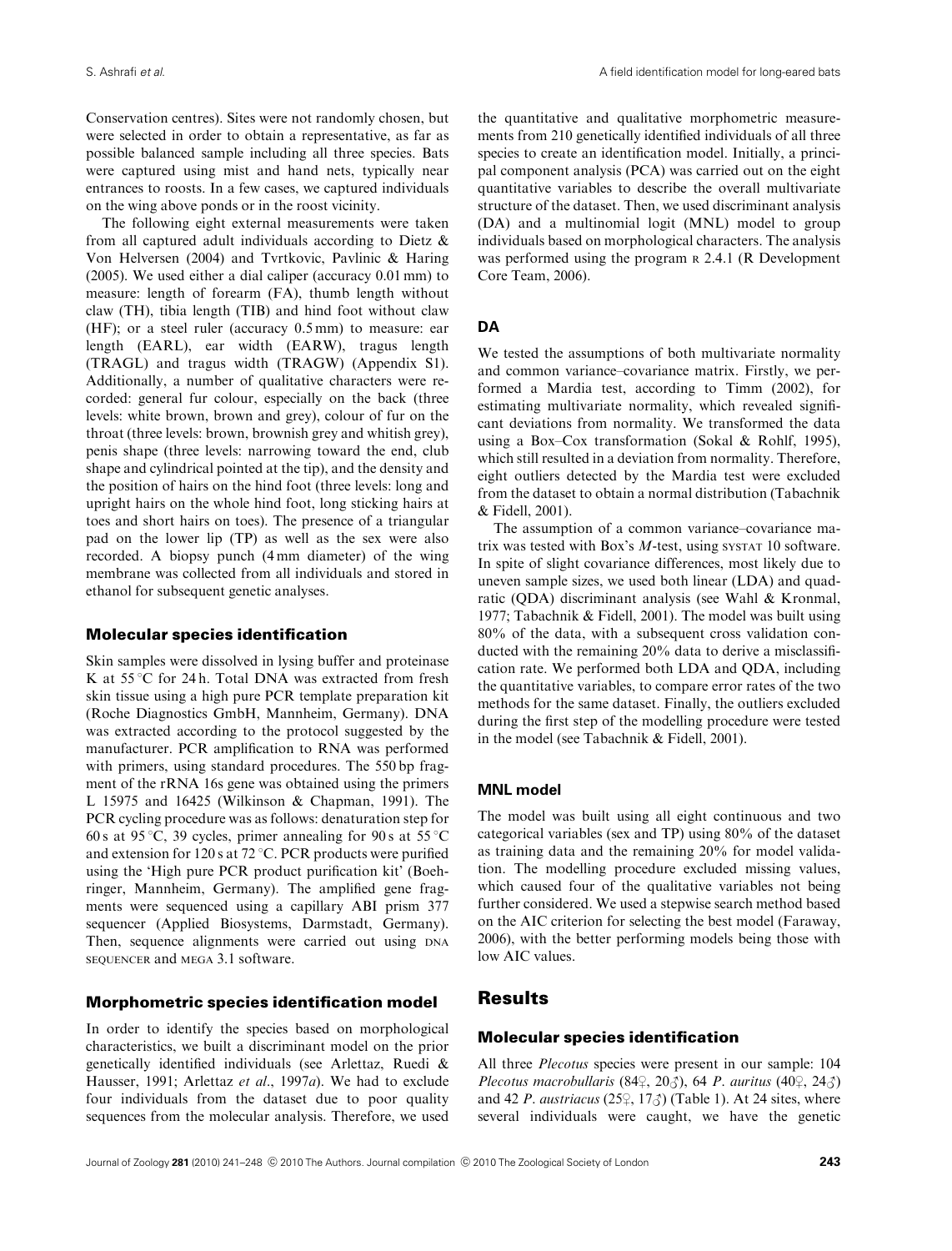Conservation centres). Sites were not randomly chosen, but were selected in order to obtain a representative, as far as possible balanced sample including all three species. Bats were captured using mist and hand nets, typically near entrances to roosts. In a few cases, we captured individuals on the wing above ponds or in the roost vicinity.

The following eight external measurements were taken from all captured adult individuals according to Dietz & Von Helversen (2004) and Tvrtkovic, Pavlinic & Haring (2005). We used either a dial caliper (accuracy 0.01 mm) to measure: length of forearm (FA), thumb length without claw (TH), tibia length (TIB) and hind foot without claw (HF); or a steel ruler (accuracy 0.5 mm) to measure: ear length (EARL), ear width (EARW), tragus length (TRAGL) and tragus width (TRAGW) (Appendix S1). Additionally, a number of qualitative characters were recorded: general fur colour, especially on the back (three levels: white brown, brown and grey), colour of fur on the throat (three levels: brown, brownish grey and whitish grey), penis shape (three levels: narrowing toward the end, club shape and cylindrical pointed at the tip), and the density and the position of hairs on the hind foot (three levels: long and upright hairs on the whole hind foot, long sticking hairs at toes and short hairs on toes). The presence of a triangular pad on the lower lip (TP) as well as the sex were also recorded. A biopsy punch (4 mm diameter) of the wing membrane was collected from all individuals and stored in ethanol for subsequent genetic analyses.

## Molecular species identification

Skin samples were dissolved in lysing buffer and proteinase K at 55 °C for 24 h. Total DNA was extracted from fresh skin tissue using a high pure PCR template preparation kit (Roche Diagnostics GmbH, Mannheim, Germany). DNA was extracted according to the protocol suggested by the manufacturer. PCR amplification to RNA was performed with primers, using standard procedures. The 550 bp fragment of the rRNA 16s gene was obtained using the primers L 15975 and 16425 (Wilkinson & Chapman, 1991). The PCR cycling procedure was as follows: denaturation step for 60 s at 95 °C, 39 cycles, primer annealing for 90 s at 55 °C and extension for 120 s at 72 °C. PCR products were purified using the 'High pure PCR product purification kit' (Boehringer, Mannheim, Germany). The amplified gene fragments were sequenced using a capillary ABI prism 377 sequencer (Applied Biosystems, Darmstadt, Germany). Then, sequence alignments were carried out using DNA SEQUENCER and MEGA 3.1 software.

## Morphometric species identification model

In order to identify the species based on morphological characteristics, we built a discriminant model on the prior genetically identified individuals (see Arlettaz, Ruedi & Hausser, 1991; Arlettaz *et al*., 1997*a*). We had to exclude four individuals from the dataset due to poor quality sequences from the molecular analysis. Therefore, we used the quantitative and qualitative morphometric measurements from 210 genetically identified individuals of all three species to create an identification model. Initially, a principal component analysis (PCA) was carried out on the eight quantitative variables to describe the overall multivariate structure of the dataset. Then, we used discriminant analysis (DA) and a multinomial logit (MNL) model to group individuals based on morphological characters. The analysis was performed using the program R 2.4.1 (R Development Core Team, 2006).

### DA

We tested the assumptions of both multivariate normality and common variance–covariance matrix. Firstly, we performed a Mardia test, according to Timm (2002), for estimating multivariate normality, which revealed significant deviations from normality. We transformed the data using a Box–Cox transformation (Sokal & Rohlf, 1995), which still resulted in a deviation from normality. Therefore, eight outliers detected by the Mardia test were excluded from the dataset to obtain a normal distribution (Tabachnik & Fidell, 2001).

The assumption of a common variance–covariance matrix was tested with Box's *M*-test, using SYSTAT 10 software. In spite of slight covariance differences, most likely due to uneven sample sizes, we used both linear (LDA) and quadratic (QDA) discriminant analysis (see Wahl & Kronmal, 1977; Tabachnik & Fidell, 2001). The model was built using 80% of the data, with a subsequent cross validation conducted with the remaining 20% data to derive a misclassification rate. We performed both LDA and QDA, including the quantitative variables, to compare error rates of the two methods for the same dataset. Finally, the outliers excluded during the first step of the modelling procedure were tested in the model (see Tabachnik & Fidell, 2001).

### MNL model

The model was built using all eight continuous and two categorical variables (sex and TP) using 80% of the dataset as training data and the remaining 20% for model validation. The modelling procedure excluded missing values, which caused four of the qualitative variables not being further considered. We used a stepwise search method based on the AIC criterion for selecting the best model (Faraway, 2006), with the better performing models being those with low AIC values.

# Results

## Molecular species identification

All three *Plecotus* species were present in our sample: 104 *Plecotus macrobullaris* (84♀, 20♂), 64 *P. auritus* (40♀, 24♂) and 42 *P. austriacus* (25♀, 17♂) (Table 1). At 24 sites, where several individuals were caught, we have the genetic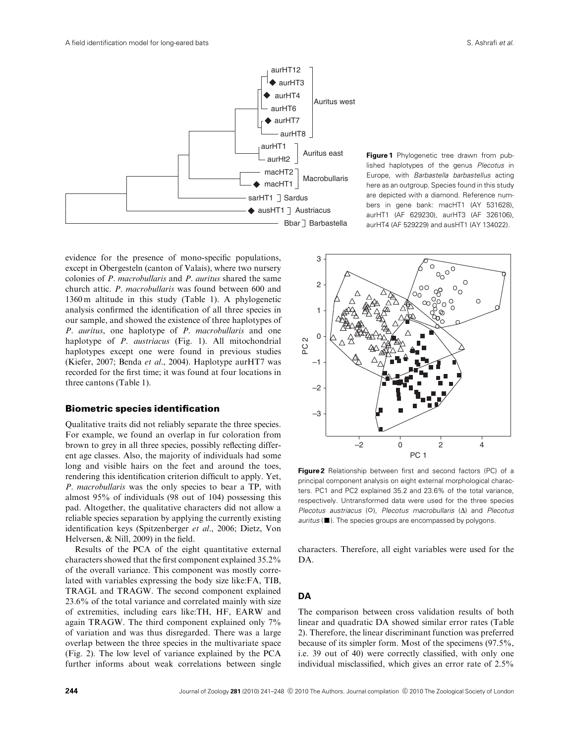Figure 1 Phylogenetic tree drawn from published haplotypes of the genus *Plecotus* in Europe, with *Barbastella barbastellus* acting here as an outgroup. Species found in this study are depicted with a diamond. Reference numbers in gene bank: macHT1 (AY 531628), aurHT1 (AF 629230), aurHT3 (AF 326106), aurHT4 (AF 529229) and ausHT1 (AY 134022).

evidence for the presence of mono-specific populations, except in Obergesteln (canton of Valais), where two nursery colonies of *P. macrobullaris* and *P. auritus* shared the same church attic. *P. macrobullaris* was found between 600 and 1360 m altitude in this study (Table 1). A phylogenetic analysis confirmed the identification of all three species in our sample, and showed the existence of three haplotypes of *P. auritus*, one haplotype of *P. macrobullaris* and one haplotype of *P. austriacus* (Fig. 1). All mitochondrial haplotypes except one were found in previous studies (Kiefer, 2007; Benda *et al*., 2004). Haplotype aurHT7 was recorded for the first time; it was found at four locations in three cantons (Table 1).

## Biometric species identification

Qualitative traits did not reliably separate the three species. For example, we found an overlap in fur coloration from brown to grey in all three species, possibly reflecting different age classes. Also, the majority of individuals had some long and visible hairs on the feet and around the toes, rendering this identification criterion difficult to apply. Yet, *P. macrobullaris* was the only species to bear a TP, with almost 95% of individuals (98 out of 104) possessing this pad. Altogether, the qualitative characters did not allow a reliable species separation by applying the currently existing identification keys (Spitzenberger *et al*., 2006; Dietz, Von Helversen, & Nill, 2009) in the field.

Results of the PCA of the eight quantitative external characters showed that the first component explained 35.2% of the overall variance. This component was mostly correlated with variables expressing the body size like:FA, TIB, TRAGL and TRAGW. The second component explained 23.6% of the total variance and correlated mainly with size of extremities, including ears like:TH, HF, EARW and again TRAGW. The third component explained only 7% of variation and was thus disregarded. There was a large overlap between the three species in the multivariate space (Fig. 2). The low level of variance explained by the PCA further informs about weak correlations between single characters. Therefore, all eight variables were used for the DA.

Figure 2 Relationship between first and second factors (PC) of a principal component analysis on eight external morphological characters. PC1 and PC2 explained 35.2 and 23.6% of the total variance, respectively. Untransformed data were used for the three species *Plecotus austriacus* (○), *Plecotus macrobullaris* (Δ) and *Plecotus auritus* (■). The species groups are encompassed by polygons.

## DA

The comparison between cross validation results of both linear and quadratic DA showed similar error rates (Table 2). Therefore, the linear discriminant function was preferred because of its simpler form. Most of the specimens (97.5%, i.e. 39 out of 40) were correctly classified, with only one individual misclassified, which gives an error rate of 2.5%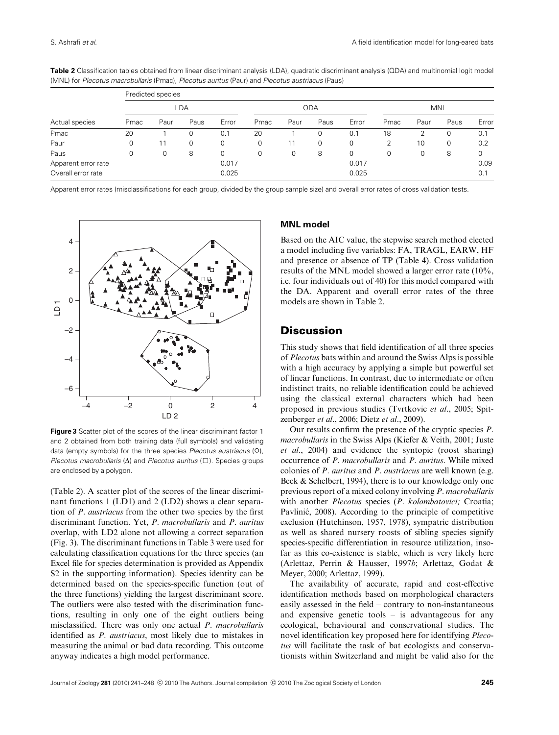**Table 2** Classification tables obtained from linear discriminant analysis (LDA), quadratic discriminant analysis (QDA) and multinomial logit model (MNL) for *Plecotus macrobullaris* (Pmac), *Plecotus auritus* (Paur) and *Plecotus austriacus* (Paus)

| Actual species | Predicted species | | | | | | | | | | | |
|---|---|---|---|---|---|---|---|---|---|---|---|---|
| | LDA | | | | QDA | | | | MNL | | | |
| | Pmac | Paur | Paus | Error | Pmac | Paur | Paus | Error | Pmac | Paur | Paus | Error |
| Pmac | 20 | 1 | 0 | 0.1 | 20 | 1 | 0 | 0.1 | 18 | 2 | 0 | 0.1 |
| Paur | 0 | 11 | 0 | 0 | 0 | 11 | 0 | 0 | 2 | 10 | 0 | 0.2 |
| Paus | 0 | 0 | 8 | 0 | 0 | 0 | 8 | 0 | 0 | 0 | 8 | 0 |
| Apparent error rate | | | | 0.017 | | | | 0.017 | | | | 0.09 |
| Overall error rate | | | | 0.025 | | | | 0.025 | | | | 0.1 |

Apparent error rates (misclassifications for each group, divided by the group sample size) and overall error rates of cross validation tests.

**Figure 3** Scatter plot of the scores of the linear discriminant factor 1 and 2 obtained from both training data (full symbols) and validating data (empty symbols) for the three species *Plecotus austriacus* (O), *Plecotus macrobullaris* (Δ) and *Plecotus auritus* (□). Species groups are enclosed by a polygon.

(Table 2). A scatter plot of the scores of the linear discriminant functions 1 (LD1) and 2 (LD2) shows a clear separation of *P. austriacus* from the other two species by the first discriminant function. Yet, *P. macrobullaris* and *P. auritus* overlap, with LD2 alone not allowing a correct separation (Fig. 3). The discriminant functions in Table 3 were used for calculating classification equations for the three species (an Excel file for species determination is provided as Appendix S2 in the supporting information). Species identity can be determined based on the species-specific function (out of the three functions) yielding the largest discriminant score. The outliers were also tested with the discrimination functions, resulting in only one of the eight outliers being misclassified. There was only one actual *P. macrobullaris* identified as *P. austriacus*, most likely due to mistakes in measuring the animal or bad data recording. This outcome anyway indicates a high model performance.

### MNL model

Based on the AIC value, the stepwise search method elected a model including five variables: FA, TRAGL, EARW, HF and presence or absence of TP (Table 4). Cross validation results of the MNL model showed a larger error rate (10%, i.e. four individuals out of 40) for this model compared with the DA. Apparent and overall error rates of the three models are shown in Table 2.

## Discussion

This study shows that field identification of all three species of *Plecotus* bats within and around the Swiss Alps is possible with a high accuracy by applying a simple but powerful set of linear functions. In contrast, due to intermediate or often indistinct traits, no reliable identification could be achieved using the classical external characters which had been proposed in previous studies (Tvrtkovic *et al*., 2005; Spitzenberger *et al*., 2006; Dietz *et al*., 2009).

Our results confirm the presence of the cryptic species *P. macrobullaris* in the Swiss Alps (Kiefer & Veith, 2001; Juste *et al*., 2004) and evidence the syntopic (roost sharing) occurrence of *P. macrobullaris* and *P. auritus*. While mixed colonies of *P. auritus* and *P. austriacus* are well known (e.g. Beck & Schelbert, 1994), there is to our knowledge only one previous report of a mixed colony involving *P. macrobullaris* with another *Plecotus* species (*P. kolombatovici;* Croatia; Pavlinić, 2008). According to the principle of competitive exclusion (Hutchinson, 1957, 1978), sympatric distribution as well as shared nursery roosts of sibling species signify species-specific differentiation in resource utilization, insofar as this co-existence is stable, which is very likely here (Arlettaz, Perrin & Hausser, 1997*b*; Arlettaz, Godat & Meyer, 2000; Arlettaz, 1999).

The availability of accurate, rapid and cost-effective identification methods based on morphological characters easily assessed in the field – contrary to non-instantaneous and expensive genetic tools – is advantageous for any ecological, behavioural and conservational studies. The novel identification key proposed here for identifying *Plecotus* will facilitate the task of bat ecologists and conservationists within Switzerland and might be valid also for the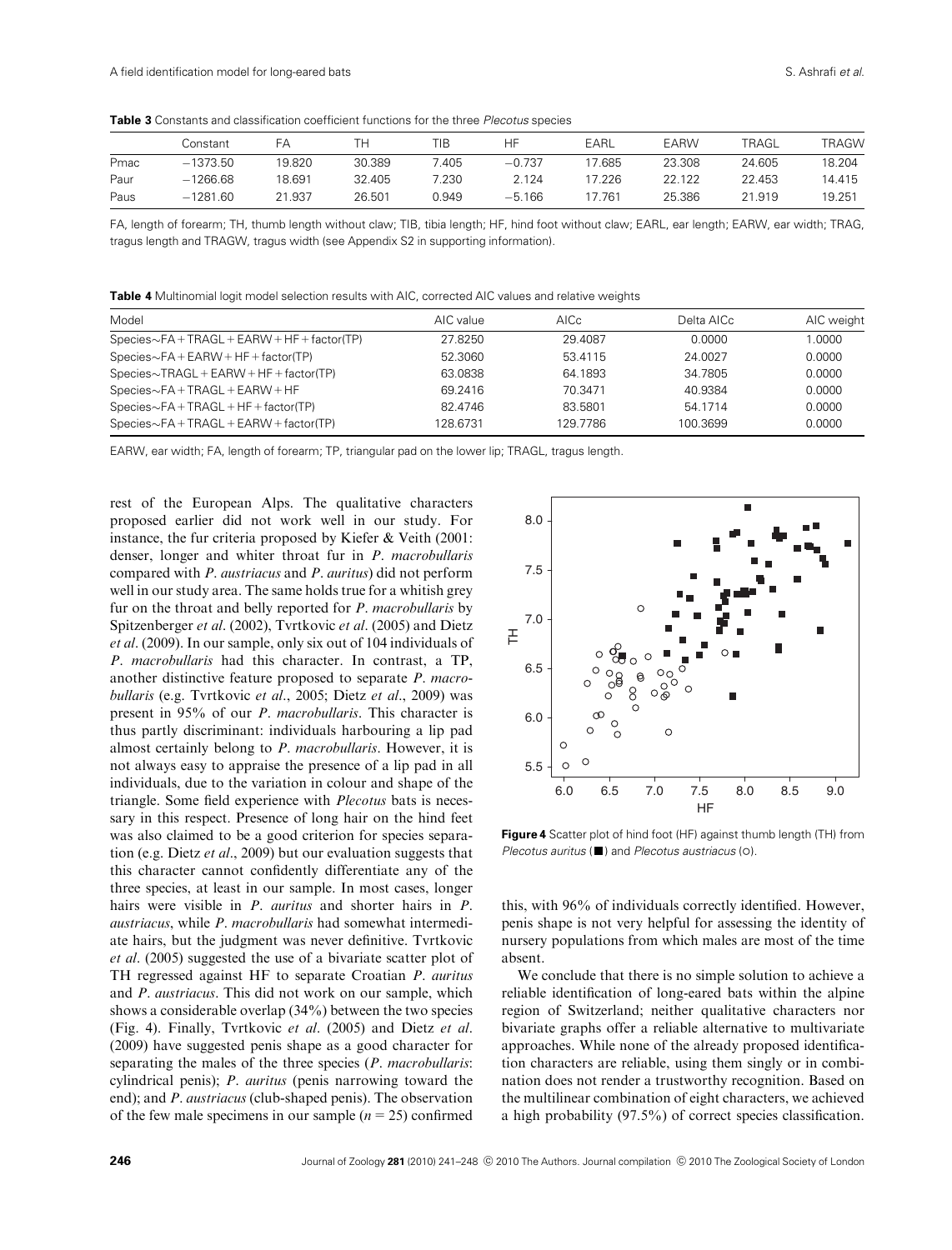**Table 3** Constants and classification coefficient functions for the three *Plecotus* species

| | Constant | FA | TH | TIB | HF | EARL | EARW | TRAGL | TRAGW |
|---|---|---|---|---|---|---|---|---|---|
| Pmac | −1373.50 | 19.820 | 30.389 | 7.405 | −0.737 | 17.685 | 23.308 | 24.605 | 18.204 |
| Paur | −1266.68 | 18.691 | 32.405 | 7.230 | 2.124 | 17.226 | 22.122 | 22.453 | 14.415 |
| Paus | −1281.60 | 21.937 | 26.501 | 0.949 | −5.166 | 17.761 | 25.386 | 21.919 | 19.251 |

FA, length of forearm; TH, thumb length without claw; TIB, tibia length; HF, hind foot without claw; EARL, ear length; EARW, ear width; TRAG, tragus length and TRAGW, tragus width (see Appendix S2 in supporting information).

**Table 4** Multinomial logit model selection results with AIC, corrected AIC values and relative weights

| Model | AIC value | AICc | Delta AICc | AIC weight |
|---|---|---|---|---|
| Species∼FA + TRAGL + EARW + HF + factor(TP) | 27.8250 | 29.4087 | 0.0000 | 1.0000 |
| Species∼FA + EARW + HF + factor(TP) | 52.3060 | 53.4115 | 24.0027 | 0.0000 |
| Species∼TRAGL + EARW + HF + factor(TP) | 63.0838 | 64.1893 | 34.7805 | 0.0000 |
| Species∼FA + TRAGL + EARW + HF | 69.2416 | 70.3471 | 40.9384 | 0.0000 |
| Species∼FA + TRAGL + HF + factor(TP) | 82.4746 | 83.5801 | 54.1714 | 0.0000 |
| Species∼FA + TRAGL + EARW + factor(TP) | 128.6731 | 129.7786 | 100.3699 | 0.0000 |

EARW, ear width; FA, length of forearm; TP, triangular pad on the lower lip; TRAGL, tragus length.

rest of the European Alps. The qualitative characters proposed earlier did not work well in our study. For instance, the fur criteria proposed by Kiefer & Veith (2001: denser, longer and whiter throat fur in *P. macrobullaris* compared with *P. austriacus* and *P. auritus*) did not perform well in our study area. The same holds true for a whitish grey fur on the throat and belly reported for *P. macrobullaris* by Spitzenberger *et al*. (2002), Tvrtkovic *et al*. (2005) and Dietz *et al*. (2009). In our sample, only six out of 104 individuals of *P. macrobullaris* had this character. In contrast, a TP, another distinctive feature proposed to separate *P. macrobullaris* (e.g. Tvrtkovic *et al*., 2005; Dietz *et al*., 2009) was present in 95% of our *P. macrobullaris*. This character is thus partly discriminant: individuals harbouring a lip pad almost certainly belong to *P. macrobullaris*. However, it is not always easy to appraise the presence of a lip pad in all individuals, due to the variation in colour and shape of the triangle. Some field experience with *Plecotus* bats is necessary in this respect. Presence of long hair on the hind feet was also claimed to be a good criterion for species separation (e.g. Dietz *et al*., 2009) but our evaluation suggests that this character cannot confidently differentiate any of the three species, at least in our sample. In most cases, longer hairs were visible in *P. auritus* and shorter hairs in *P. austriacus*, while *P. macrobullaris* had somewhat intermediate hairs, but the judgment was never definitive. Tvrtkovic *et al*. (2005) suggested the use of a bivariate scatter plot of TH regressed against HF to separate Croatian *P. auritus* and *P. austriacus*. This did not work on our sample, which shows a considerable overlap (34%) between the two species (Fig. 4). Finally, Tvrtkovic *et al*. (2005) and Dietz *et al*. (2009) have suggested penis shape as a good character for separating the males of the three species (*P. macrobullaris*: cylindrical penis); *P. auritus* (penis narrowing toward the end); and *P. austriacus* (club-shaped penis). The observation of the few male specimens in our sample ($n = 25$) confirmed

**Figure 4** Scatter plot of hind foot (HF) against thumb length (TH) from *Plecotus auritus* (■) and *Plecotus austriacus* (○).

this, with 96% of individuals correctly identified. However, penis shape is not very helpful for assessing the identity of nursery populations from which males are most of the time absent.

We conclude that there is no simple solution to achieve a reliable identification of long-eared bats within the alpine region of Switzerland; neither qualitative characters nor bivariate graphs offer a reliable alternative to multivariate approaches. While none of the already proposed identification characters are reliable, using them singly or in combination does not render a trustworthy recognition. Based on the multilinear combination of eight characters, we achieved a high probability (97.5%) of correct species classification.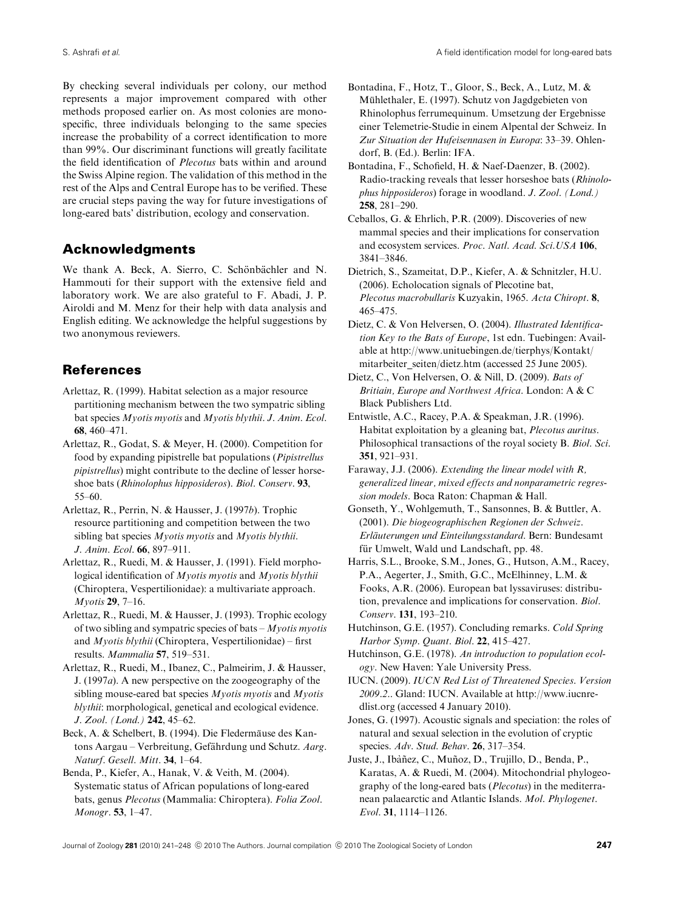By checking several individuals per colony, our method represents a major improvement compared with other methods proposed earlier on. As most colonies are monospecific, three individuals belonging to the same species increase the probability of a correct identification to more than 99%. Our discriminant functions will greatly facilitate the field identification of *Plecotus* bats within and around the Swiss Alpine region. The validation of this method in the rest of the Alps and Central Europe has to be verified. These are crucial steps paving the way for future investigations of long-eared bats' distribution, ecology and conservation.

## Acknowledgments

We thank A. Beck, A. Sierro, C. Schönbächler and N. Hammouti for their support with the extensive field and laboratory work. We are also grateful to F. Abadi, J. P. Airoldi and M. Menz for their help with data analysis and English editing. We acknowledge the helpful suggestions by two anonymous reviewers.

## References

Arlettaz, R. (1999). Habitat selection as a major resource partitioning mechanism between the two sympatric sibling bat species *Myotis myotis* and *Myotis blythii*. *J. Anim. Ecol.* **68**, 460–471.

Arlettaz, R., Godat, S. & Meyer, H. (2000). Competition for food by expanding pipistrelle bat populations (*Pipistrellus pipistrellus*) might contribute to the decline of lesser horseshoe bats (*Rhinolophus hipposideros*). *Biol. Conserv.* **93**, 55–60.

Arlettaz, R., Perrin, N. & Hausser, J. (1997*b*). Trophic resource partitioning and competition between the two sibling bat species *Myotis myotis* and *Myotis blythii*. *J. Anim. Ecol.* **66**, 897–911.

Arlettaz, R., Ruedi, M. & Hausser, J. (1991). Field morphological identification of *Myotis myotis* and *Myotis blythii* (Chiroptera, Vespertilionidae): a multivariate approach. *Myotis* **29**, 7–16.

Arlettaz, R., Ruedi, M. & Hausser, J. (1993). Trophic ecology of two sibling and sympatric species of bats – *Myotis myotis* and *Myotis blythii* (Chiroptera, Vespertilionidae) – first results. *Mammalia* **57**, 519–531.

Arlettaz, R., Ruedi, M., Ibanez, C., Palmeirim, J. & Hausser, J. (1997*a*). A new perspective on the zoogeography of the sibling mouse-eared bat species *Myotis myotis* and *Myotis blythii*: morphological, genetical and ecological evidence. *J. Zool. (Lond.)* **242**, 45–62.

Beck, A. & Schelbert, B. (1994). Die Fledermäuse des Kantons Aargau – Verbreitung, Gefährdung und Schutz. *Aarg. Naturf. Gesell. Mitt*. **34**, 1–64.

Benda, P., Kiefer, A., Hanak, V. & Veith, M. (2004). Systematic status of African populations of long-eared bats, genus *Plecotus* (Mammalia: Chiroptera). *Folia Zool. Monogr*. **53**, 1–47.

Bontadina, F., Hotz, T., Gloor, S., Beck, A., Lutz, M. & Mühlethaler, E. (1997). Schutz von Jagdgebieten von Rhinolophus ferrumequinum. Umsetzung der Ergebnisse einer Telemetrie-Studie in einem Alpental der Schweiz. In *Zur Situation der Hufeisennasen in Europa*: 33–39. Ohlendorf, B. (Ed.). Berlin: IFA.

Bontadina, F., Schofield, H. & Naef-Daenzer, B. (2002). Radio-tracking reveals that lesser horseshoe bats (*Rhinolophus hipposideros*) forage in woodland. *J. Zool. (Lond.)* **258**, 281–290.

Ceballos, G. & Ehrlich, P.R. (2009). Discoveries of new mammal species and their implications for conservation and ecosystem services. *Proc. Natl. Acad. Sci.USA* **106**, 3841–3846.

Dietrich, S., Szameitat, D.P., Kiefer, A. & Schnitzler, H.U. (2006). Echolocation signals of Plecotine bat, *Plecotus macrobullaris* Kuzyakin, 1965. *Acta Chiropt*. **8**, 465–475.

Dietz, C. & Von Helversen, O. (2004). *Illustrated Identification Key to the Bats of Europe*, 1st edn. Tuebingen: Available at http://www.unituebingen.de/tierphys/Kontakt/mitarbeiter_seiten/dietz.htm (accessed 25 June 2005).

Dietz, C., Von Helversen, O. & Nill, D. (2009). *Bats of Britiain, Europe and Northwest Africa*. London: A & C Black Publishers Ltd.

Entwistle, A.C., Racey, P.A. & Speakman, J.R. (1996). Habitat exploitation by a gleaning bat, *Plecotus auritus*. Philosophical transactions of the royal society B. *Biol. Sci*. **351**, 921–931.

Faraway, J.J. (2006). *Extending the linear model with R, generalized linear, mixed effects and nonparametric regression models*. Boca Raton: Chapman & Hall.

Gonseth, Y., Wohlgemuth, T., Sansonnes, B. & Buttler, A. (2001). *Die biogeographischen Regionen der Schweiz. Erläuterungen und Einteilungsstandard*. Bern: Bundesamt für Umwelt, Wald und Landschaft, pp. 48.

Harris, S.L., Brooke, S.M., Jones, G., Hutson, A.M., Racey, P.A., Aegerter, J., Smith, G.C., McElhinney, L.M. & Fooks, A.R. (2006). European bat lyssaviruses: distribution, prevalence and implications for conservation. *Biol. Conserv*. **131**, 193–210.

Hutchinson, G.E. (1957). Concluding remarks. *Cold Spring Harbor Symp. Quant. Biol*. **22**, 415–427.

Hutchinson, G.E. (1978). *An introduction to population ecology*. New Haven: Yale University Press.

IUCN. (2009). *IUCN Red List of Threatened Species. Version 2009.2.*. Gland: IUCN. Available at http://www.iucnredlist.org (accessed 4 January 2010).

Jones, G. (1997). Acoustic signals and speciation: the roles of natural and sexual selection in the evolution of cryptic species. *Adv. Stud. Behav*. **26**, 317–354.

Juste, J., Ibàñez, C., Muñoz, D., Trujillo, D., Benda, P., Karatas, A. & Ruedi, M. (2004). Mitochondrial phylogeography of the long-eared bats (*Plecotus*) in the mediterranean palaearctic and Atlantic Islands. *Mol. Phylogenet. Evol*. **31**, 1114–1126.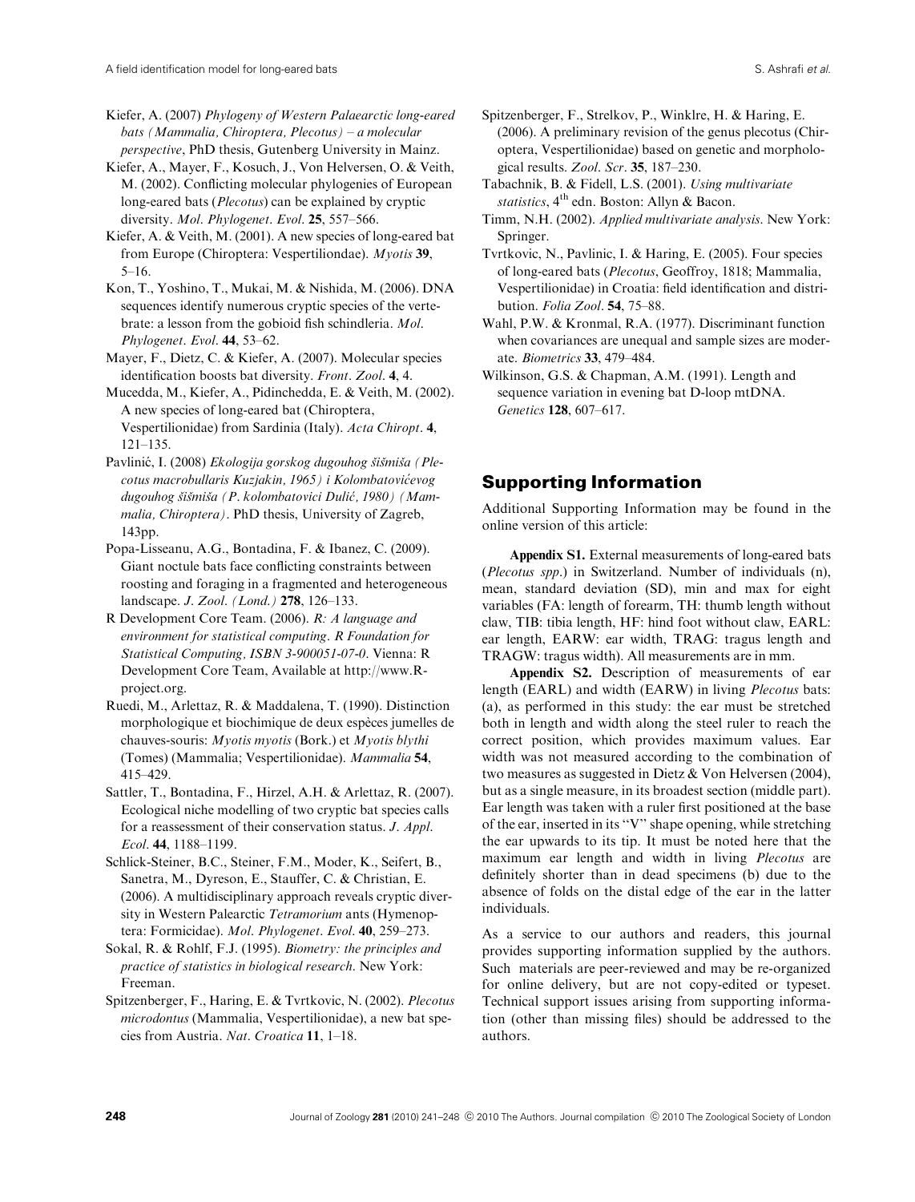Kiefer, A. (2007) *Phylogeny of Western Palaearctic long-eared bats (Mammalia, Chiroptera, Plecotus) – a molecular perspective*, PhD thesis, Gutenberg University in Mainz.

Kiefer, A., Mayer, F., Kosuch, J., Von Helversen, O. & Veith, M. (2002). Conflicting molecular phylogenies of European long-eared bats (*Plecotus*) can be explained by cryptic diversity. *Mol. Phylogenet. Evol.* **25**, 557–566.

Kiefer, A. & Veith, M. (2001). A new species of long-eared bat from Europe (Chiroptera: Vespertiliondae). *Myotis* **39**, 5–16.

Kon, T., Yoshino, T., Mukai, M. & Nishida, M. (2006). DNA sequences identify numerous cryptic species of the vertebrate: a lesson from the gobioid fish schindleria. *Mol. Phylogenet. Evol.* **44**, 53–62.

Mayer, F., Dietz, C. & Kiefer, A. (2007). Molecular species identification boosts bat diversity. *Front. Zool.* **4**, 4.

Mucedda, M., Kiefer, A., Pidinchedda, E. & Veith, M. (2002). A new species of long-eared bat (Chiroptera, Vespertilionidae) from Sardinia (Italy). *Acta Chiropt.* **4**, 121–135.

Pavlinić, I. (2008) *Ekologija gorskog dugouhog šišmiša (Plecotus macrobullaris Kuzjakin, 1965) i Kolombatovićevog dugouhog šišmiša (P. kolombatovici Dulić, 1980) (Mammalia, Chiroptera)*. PhD thesis, University of Zagreb, 143pp.

Popa-Lisseanu, A.G., Bontadina, F. & Ibanez, C. (2009). Giant noctule bats face conflicting constraints between roosting and foraging in a fragmented and heterogeneous landscape. *J. Zool. (Lond.)* **278**, 126–133.

R Development Core Team. (2006). *R: A language and environment for statistical computing. R Foundation for Statistical Computing, ISBN 3-900051-07-0*. Vienna: R Development Core Team, Available at http://www.R-project.org.

Ruedi, M., Arlettaz, R. & Maddalena, T. (1990). Distinction morphologique et biochimique de deux espèces jumelles de chauves-souris: *Myotis myotis* (Bork.) et *Myotis blythi* (Tomes) (Mammalia; Vespertilionidae). *Mammalia* **54**, 415–429.

Sattler, T., Bontadina, F., Hirzel, A.H. & Arlettaz, R. (2007). Ecological niche modelling of two cryptic bat species calls for a reassessment of their conservation status. *J. Appl. Ecol.* **44**, 1188–1199.

Schlick-Steiner, B.C., Steiner, F.M., Moder, K., Seifert, B., Sanetra, M., Dyreson, E., Stauffer, C. & Christian, E. (2006). A multidisciplinary approach reveals cryptic diversity in Western Palearctic *Tetramorium* ants (Hymenoptera: Formicidae). *Mol. Phylogenet. Evol.* **40**, 259–273.

Sokal, R. & Rohlf, F.J. (1995). *Biometry: the principles and practice of statistics in biological research*. New York: Freeman.

Spitzenberger, F., Haring, E. & Tvrtkovic, N. (2002). *Plecotus microdontus* (Mammalia, Vespertilionidae), a new bat species from Austria. *Nat. Croatica* **11**, 1–18.

Spitzenberger, F., Strelkov, P., Winklre, H. & Haring, E. (2006). A preliminary revision of the genus plecotus (Chiroptera, Vespertilionidae) based on genetic and morphological results. *Zool. Scr.* **35**, 187–230.

Tabachnik, B. & Fidell, L.S. (2001). *Using multivariate statistics*, 4th edn. Boston: Allyn & Bacon.

Timm, N.H. (2002). *Applied multivariate analysis*. New York: Springer.

Tvrtkovic, N., Pavlinic, I. & Haring, E. (2005). Four species of long-eared bats (*Plecotus*, Geoffroy, 1818; Mammalia, Vespertilionidae) in Croatia: field identification and distribution. *Folia Zool.* **54**, 75–88.

Wahl, P.W. & Kronmal, R.A. (1977). Discriminant function when covariances are unequal and sample sizes are moderate. *Biometrics* **33**, 479–484.

Wilkinson, G.S. & Chapman, A.M. (1991). Length and sequence variation in evening bat D-loop mtDNA. *Genetics* **128**, 607–617.

## Supporting Information

Additional Supporting Information may be found in the online version of this article:

**Appendix S1.** External measurements of long-eared bats (*Plecotus spp.*) in Switzerland. Number of individuals (n), mean, standard deviation (SD), min and max for eight variables (FA: length of forearm, TH: thumb length without claw, TIB: tibia length, HF: hind foot without claw, EARL: ear length, EARW: ear width, TRAG: tragus length and TRAGW: tragus width). All measurements are in mm.

**Appendix S2.** Description of measurements of ear length (EARL) and width (EARW) in living *Plecotus* bats: (a), as performed in this study: the ear must be stretched both in length and width along the steel ruler to reach the correct position, which provides maximum values. Ear width was not measured according to the combination of two measures as suggested in Dietz & Von Helversen (2004), but as a single measure, in its broadest section (middle part). Ear length was taken with a ruler first positioned at the base of the ear, inserted in its "V" shape opening, while stretching the ear upwards to its tip. It must be noted here that the maximum ear length and width in living *Plecotus* are definitely shorter than in dead specimens (b) due to the absence of folds on the distal edge of the ear in the latter individuals.

As a service to our authors and readers, this journal provides supporting information supplied by the authors. Such materials are peer-reviewed and may be re-organized for online delivery, but are not copy-edited or typeset. Technical support issues arising from supporting information (other than missing files) should be addressed to the authors.